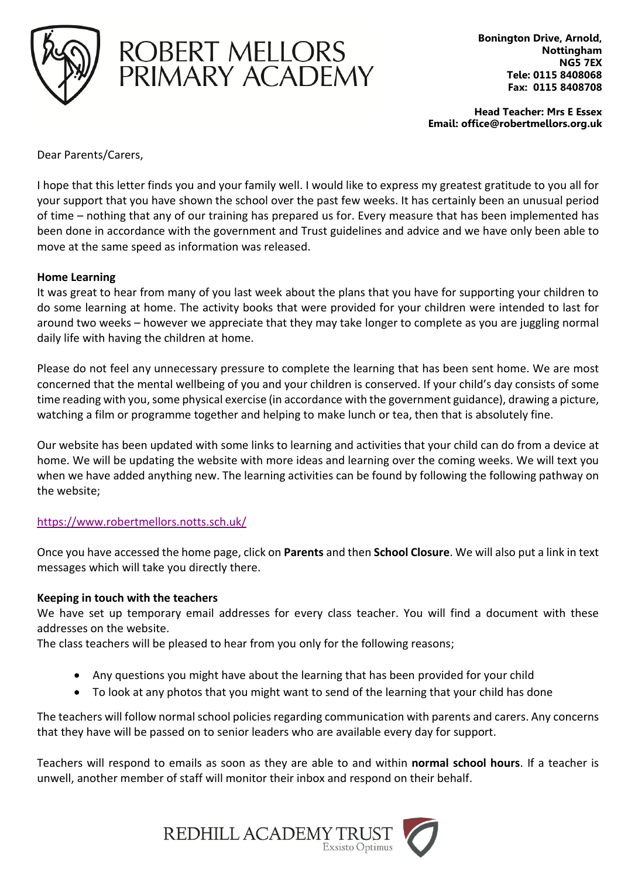# ROBERT MELLORS PRIMARY ACADEMY

**Bonington Drive, Arnold,**
**Nottingham**
**NG5 7EX**
**Tele: 0115 8408068**
**Fax: 0115 8408708**

**Head Teacher: Mrs E Essex**
**Email: office@robertmellors.org.uk**

Dear Parents/Carers,

I hope that this letter finds you and your family well. I would like to express my greatest gratitude to you all for your support that you have shown the school over the past few weeks. It has certainly been an unusual period of time – nothing that any of our training has prepared us for. Every measure that has been implemented has been done in accordance with the government and Trust guidelines and advice and we have only been able to move at the same speed as information was released.

**Home Learning**

It was great to hear from many of you last week about the plans that you have for supporting your children to do some learning at home. The activity books that were provided for your children were intended to last for around two weeks – however we appreciate that they may take longer to complete as you are juggling normal daily life with having the children at home.

Please do not feel any unnecessary pressure to complete the learning that has been sent home. We are most concerned that the mental wellbeing of you and your children is conserved. If your child's day consists of some time reading with you, some physical exercise (in accordance with the government guidance), drawing a picture, watching a film or programme together and helping to make lunch or tea, then that is absolutely fine.

Our website has been updated with some links to learning and activities that your child can do from a device at home. We will be updating the website with more ideas and learning over the coming weeks. We will text you when we have added anything new. The learning activities can be found by following the following pathway on the website;

https://www.robertmellors.notts.sch.uk/

Once you have accessed the home page, click on **Parents** and then **School Closure**. We will also put a link in text messages which will take you directly there.

**Keeping in touch with the teachers**

We have set up temporary email addresses for every class teacher. You will find a document with these addresses on the website.

The class teachers will be pleased to hear from you only for the following reasons;

- Any questions you might have about the learning that has been provided for your child
- To look at any photos that you might want to send of the learning that your child has done

The teachers will follow normal school policies regarding communication with parents and carers. Any concerns that they have will be passed on to senior leaders who are available every day for support.

Teachers will respond to emails as soon as they are able to and within **normal school hours**. If a teacher is unwell, another member of staff will monitor their inbox and respond on their behalf.

REDHILL ACADEMY TRUST
Exsisto Optimus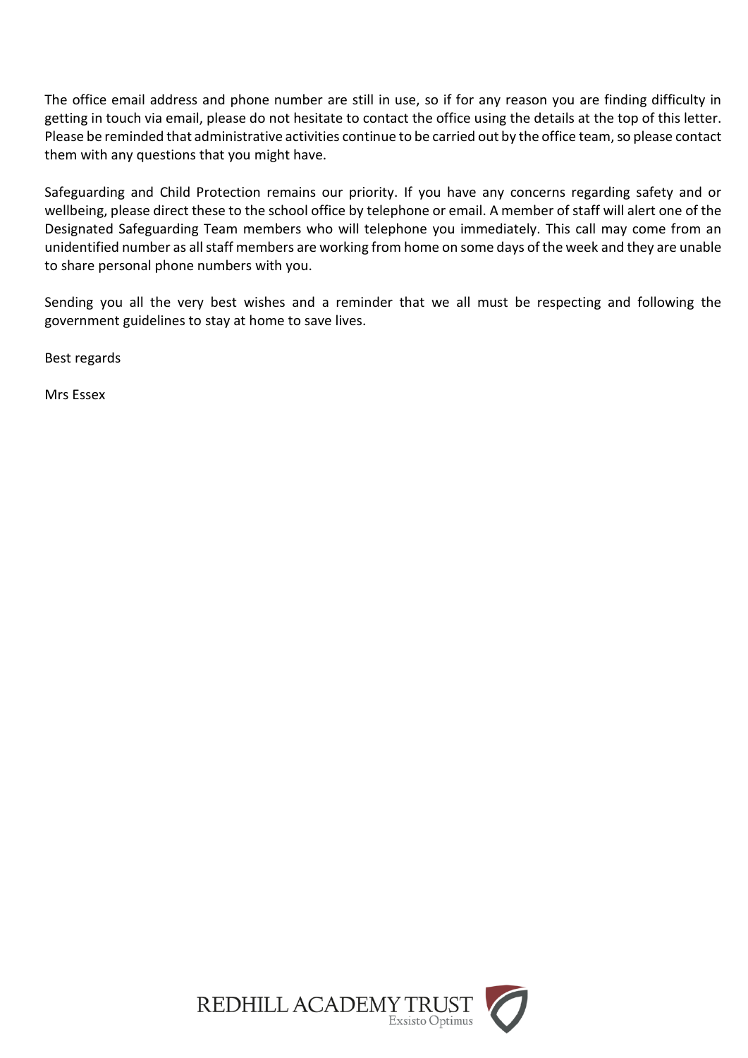The office email address and phone number are still in use, so if for any reason you are finding difficulty in getting in touch via email, please do not hesitate to contact the office using the details at the top of this letter. Please be reminded that administrative activities continue to be carried out by the office team, so please contact them with any questions that you might have.

Safeguarding and Child Protection remains our priority. If you have any concerns regarding safety and or wellbeing, please direct these to the school office by telephone or email. A member of staff will alert one of the Designated Safeguarding Team members who will telephone you immediately. This call may come from an unidentified number as all staff members are working from home on some days of the week and they are unable to share personal phone numbers with you.

Sending you all the very best wishes and a reminder that we all must be respecting and following the government guidelines to stay at home to save lives.

Best regards

Mrs Essex

REDHILL ACADEMY TRUST
Exsisto Optimus